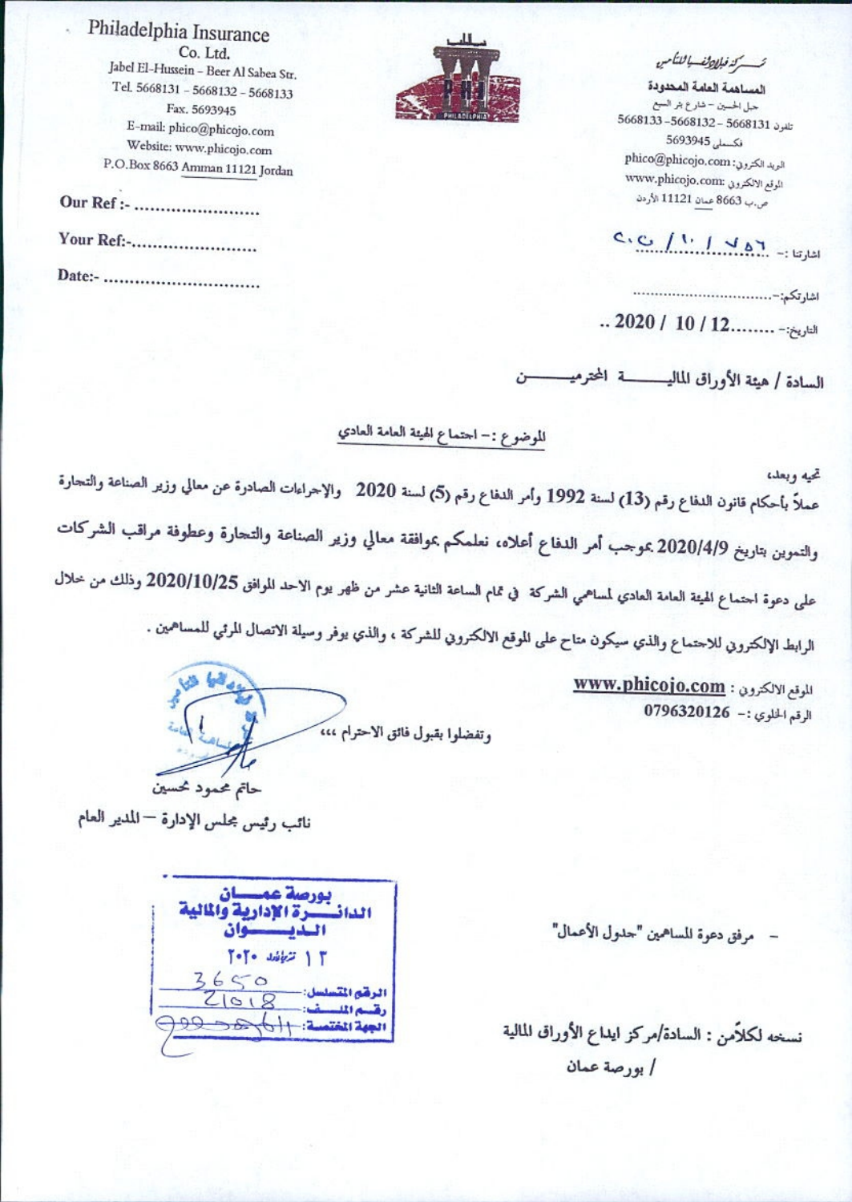Philadelphia Insurance Co. Ltd.
Jabel El-Hussein - Beer Al Sabea Str.
Tel. 5668131 - 5668132 - 5668133
Fax. 5693945
E-mail: phico@phicojo.com
Website: www.phicojo.com
P.O.Box 8663 Amman 11121 Jordan

شـركة فيلادلفيا للتأمين
المساهمة العامة المحدودة
جبل الحسين - شارع بئر السبع
تلفون 5668131 - 5668132 - 5668133
فاكسملي 5693945
البريد الالكتروني: phico@phicojo.com
الموقع الالكتروني: www.phicojo.com
ص.ب 8663 عمان 11121 الأردن

Our Ref :- ........................

Your Ref:-........................

Date:- ..............................

اشارتنا :- ٥٠٥ / ١٠ / ٧٥٦

اشارتكم:-..............................

التاريخ:- ........2020 / 10 / 12..

السادة / هيئة الأوراق الماليـــــة المحترميـــــن

الموضوع :- اجتماع الهيئة العامة العادي

تحيه وبعد،

عملاً بأحكام قانون الدفاع رقم (13) لسنة 1992 وأمر الدفاع رقم (5) لسنة 2020 والإجراءات الصادرة عن معالي وزير الصناعة والتجارة والتموين بتاريخ 2020/4/9 بموجب أمر الدفاع أعلاه، نعلمكم بموافقة معالي وزير الصناعة والتجارة وعطوفة مراقب الشركات على دعوة اجتماع الهيئة العامة العادي لمساهمي الشركة في تمام الساعة الثانية عشر من ظهر يوم الاحد الموافق 2020/10/25 وذلك من خلال الرابط الإلكتروني للاجتماع والذي سيكون متاح على الموقع الالكتروني للشركة ، والذي يوفر وسيلة الاتصال المرئي للمساهمين .

الموقع الالكتروني : **www.phicojo.com**
الرقم الخلوي :- 0796320126

وتفضلوا بقبول فائق الاحترام ،،،

حاتم محمود محسين
نائب رئيس مجلس الإدارة – المدير العام

- مرفق دعوة المساهمين "جدول الأعمال"

بورصة عمان
الدائرة الإدارية والمالية
الديوان
١٣ تشرين الأول ٢٠٢٠
الرقم المتسلسل: 3650
رقم الملف: 21018
الجهة المختصة:

نسخه لكلاًمن : السادة/مركز ايداع الأوراق المالية
/ بورصة عمان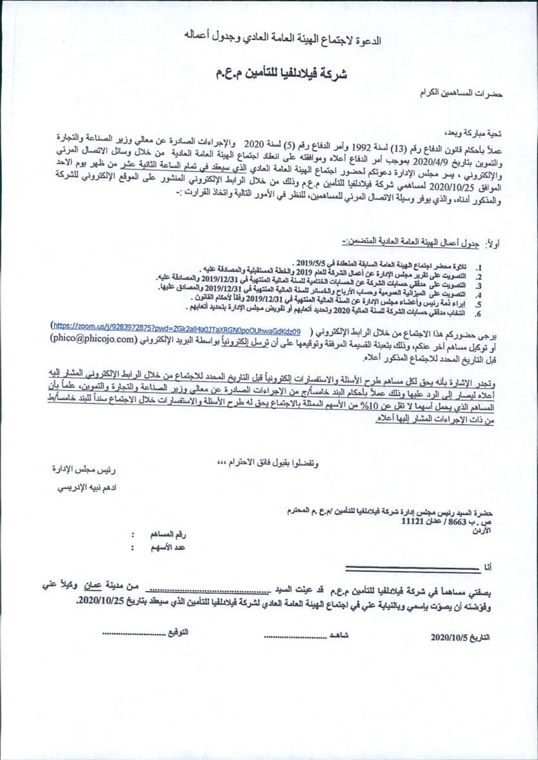# الدعوة لاجتماع الهيئة العامة العادي وجدول أعماله

## شركة فيلادلفيا للتأمين م.ع.م

حضرات المساهمين الكرام

تحية مباركة وبعد،

عملاً بأحكام قانون الدفاع رقم (13) لسنة 1992 وأمر الدفاع رقم (5) لسنة 2020 والإجراءات الصادرة عن معالي وزير الصناعة والتجارة والتموين بتاريخ 2020/4/9 بموجب أمر الدفاع أعلاه وموافقته على انعقاد اجتماع الهيئة العامة العادية من خلال وسائل الاتصال المرئي والإلكتروني ، يسر مجلس الإدارة دعوتكم لحضور اجتماع الهيئة العامة العادي الذي سيعقد في تمام الساعة الثانية عشر من ظهر يوم الاحد الموافق 2020/10/25 لمساهمي شركة فيلادلفيا للتأمين م.ع.م وذلك من خلال الرابط الإلكتروني المنشور على الموقع الإلكتروني للشركة والمذكور أدناه، والذي يوفر وسيلة الاتصال المرئي للمساهمين، للنظر في الأمور التالية واتخاذ القرارت :-

أولاً: جدول أعمال الهيئة العامة العادية المتضمن:-

1. تلاوة محضر اجتماع الهيئة العامة السابقة المنعقدة في 2019/5/5 .
2. التصويت على تقرير مجلس الإدارة عن أعمال الشركة للعام 2019 والخطة المستقبلية والمصادقة عليه .
3. التصويت على مدققي حسابات الشركة عن الحسابات الختامية للسنة المالية المنتهية في 2019/12/31 والمصادقة عليه.
4. التصويت على الميزانية العمومية وحساب الأرباح والخسائر للسنة المالية المنتهية في 2019/12/31 والمصادق عليها.
5. إبراء ذمة رئيس وأعضاء مجلس الإدارة عن السنة المالية المنتهية في 2019/12/31 وفقاً لأحكام القانون .
6. انتخاب مدققي حسابات الشركة للسنة المالية 2020 وتحديد أتعابهم أو تفويض مجلس الإدارة بتحديد أتعابهم .

يرجى حضوركم هذا الاجتماع من خلال الرابط الإلكتروني ( https://zoom.us/j/92839728757pwd=ZGk2all4a0JTaXRGN0poOUhwaGdKdz09) أو توكيل مساهم آخر عنكم، وذلك بتعبئة القسيمة المرفقة وتوقيعها على أن ترسل إلكترونياً بواسطة البريد الإلكتروني (phico@phicojo.com) قبل التاريخ المحدد للاجتماع المذكور أعلاه.

وتجدر الإشارة بأنه يحق لكل مساهم طرح الأسئلة والاستفسارات إلكترونياً قبل التاريخ المحدد للاجتماع من خلال الرابط الإلكتروني المشار إليه أعلاه ليصار إلى الرد عليها وذلك عملاً بأحكام البند خامساً/ج من الإجراءات الصادرة عن معالي وزير الصناعة والتجارة والتموين، علماً بأن المساهم الذي يحمل أسهماً لا تقل عن 10% من الأسهم الممثلة بالاجتماع يحق له طرح الأسئلة والاستفسارات خلال الاجتماع سنداً للبند خامساً/ط من ذات الإجراءات المشار إليها أعلاه.

وتفضلوا بقبول فائق الاحترام ،،،

رئيس مجلس الإدارة

ادهم نبيه الإدريسي

حضرة السيد رئيس مجلس إدارة شركة فيلادلفيا للتأمين /م.ع .م المحترم
ص . ب 8663 / عمّان 11121
الأردن

رقم المساهم :

عدد الأسهم :

أنا ______________

بصفتي مساهماً في شركة فيلادلفيا للتأمين م.ع.م قد عينت السيد .................................................. من مدينة عمان وكيلاً عني وفوّضته أن يصوّت بإسمي وبالنيابة عني في اجتماع الهيئة العامة العادي لشركة فيلادلفيا للتأمين الذي سيعقد بتاريخ 2020/10/25.

التاريخ 2020/10/5 شاهد ............................ التوقيع ............................